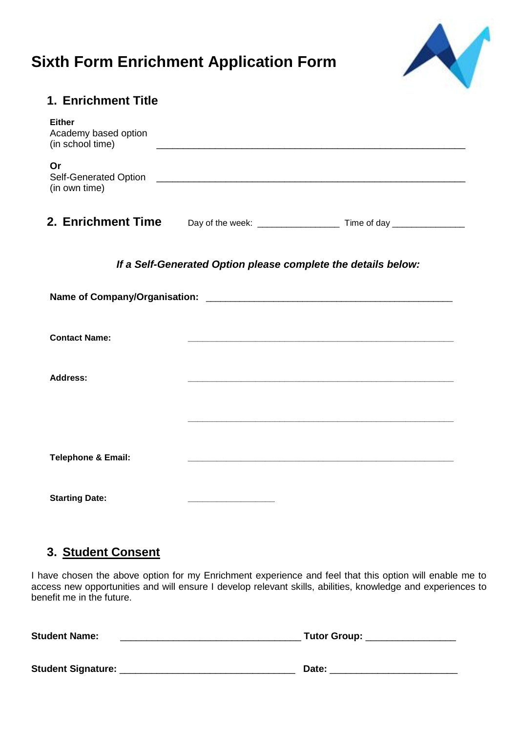# Sixth Form Enrichment Application Form

## 1. Enrichment Title

**Either**
Academy based option
(in school time) ____________________________________________________________

**Or**
Self-Generated Option
(in own time) ____________________________________________________________

## 2. Enrichment Time

Day of the week: ________________ Time of day ______________

***If a Self-Generated Option please complete the details below:***

**Name of Company/Organisation:** ________________________________________________

**Contact Name:** ________________________________________________

**Address:** ________________________________________________

________________________________________________

**Telephone & Email:** ________________________________________________

**Starting Date:** ________________

## 3. Student Consent

I have chosen the above option for my Enrichment experience and feel that this option will enable me to access new opportunities and will ensure I develop relevant skills, abilities, knowledge and experiences to benefit me in the future.

**Student Name:** ________________________________ **Tutor Group:** ________________

**Student Signature:** ________________________________ **Date:** ________________________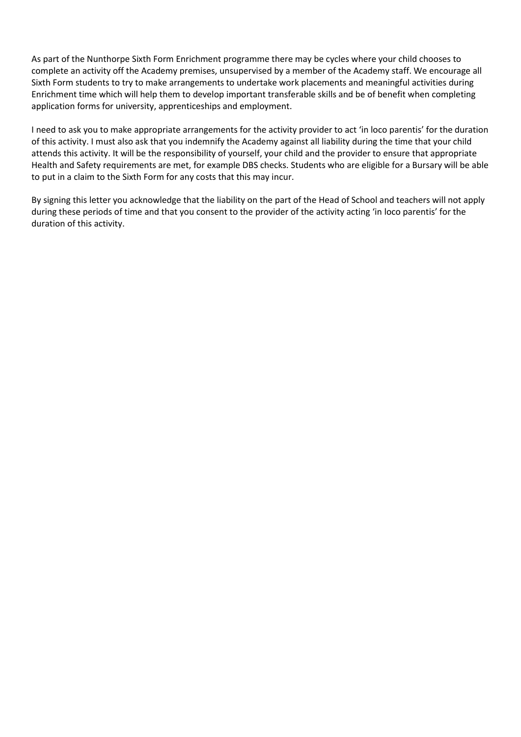As part of the Nunthorpe Sixth Form Enrichment programme there may be cycles where your child chooses to complete an activity off the Academy premises, unsupervised by a member of the Academy staff. We encourage all Sixth Form students to try to make arrangements to undertake work placements and meaningful activities during Enrichment time which will help them to develop important transferable skills and be of benefit when completing application forms for university, apprenticeships and employment.

I need to ask you to make appropriate arrangements for the activity provider to act 'in loco parentis' for the duration of this activity. I must also ask that you indemnify the Academy against all liability during the time that your child attends this activity. It will be the responsibility of yourself, your child and the provider to ensure that appropriate Health and Safety requirements are met, for example DBS checks. Students who are eligible for a Bursary will be able to put in a claim to the Sixth Form for any costs that this may incur.

By signing this letter you acknowledge that the liability on the part of the Head of School and teachers will not apply during these periods of time and that you consent to the provider of the activity acting 'in loco parentis' for the duration of this activity.